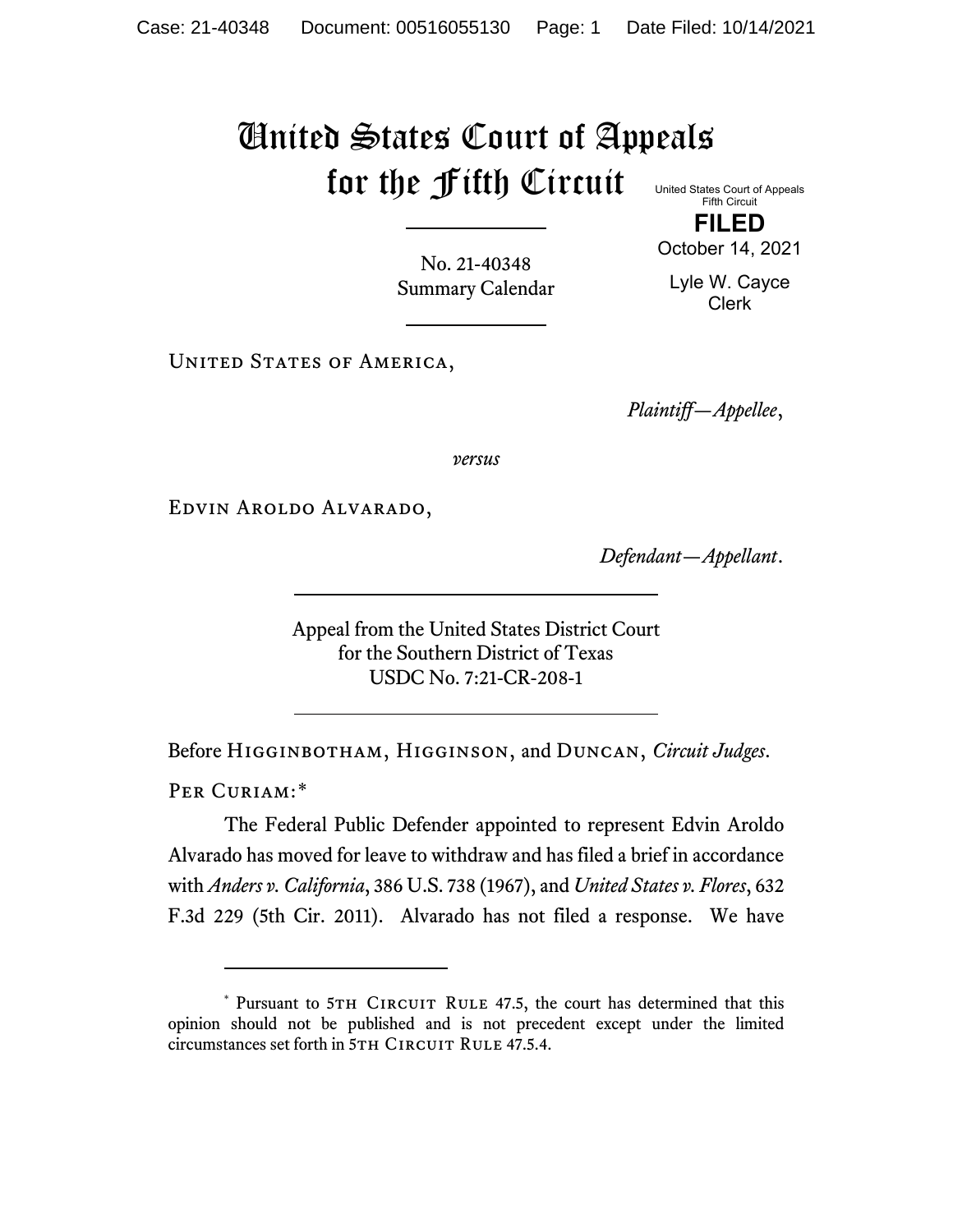# United States Court of Appeals for the Fifth Circuit

United States Court of Appeals
Fifth Circuit

**FILED**

October 14, 2021

Lyle W. Cayce
Clerk

No. 21-40348
Summary Calendar

UNITED STATES OF AMERICA,

*Plaintiff—Appellee*,

*versus*

EDVIN AROLDO ALVARADO,

*Defendant—Appellant*.

Appeal from the United States District Court
for the Southern District of Texas
USDC No. 7:21-CR-208-1

Before HIGGINBOTHAM, HIGGINSON, and DUNCAN, *Circuit Judges*.

PER CURIAM:*

The Federal Public Defender appointed to represent Edvin Aroldo Alvarado has moved for leave to withdraw and has filed a brief in accordance with *Anders v. California*, 386 U.S. 738 (1967), and *United States v. Flores*, 632 F.3d 229 (5th Cir. 2011). Alvarado has not filed a response. We have

---

* Pursuant to 5TH CIRCUIT RULE 47.5, the court has determined that this opinion should not be published and is not precedent except under the limited circumstances set forth in 5TH CIRCUIT RULE 47.5.4.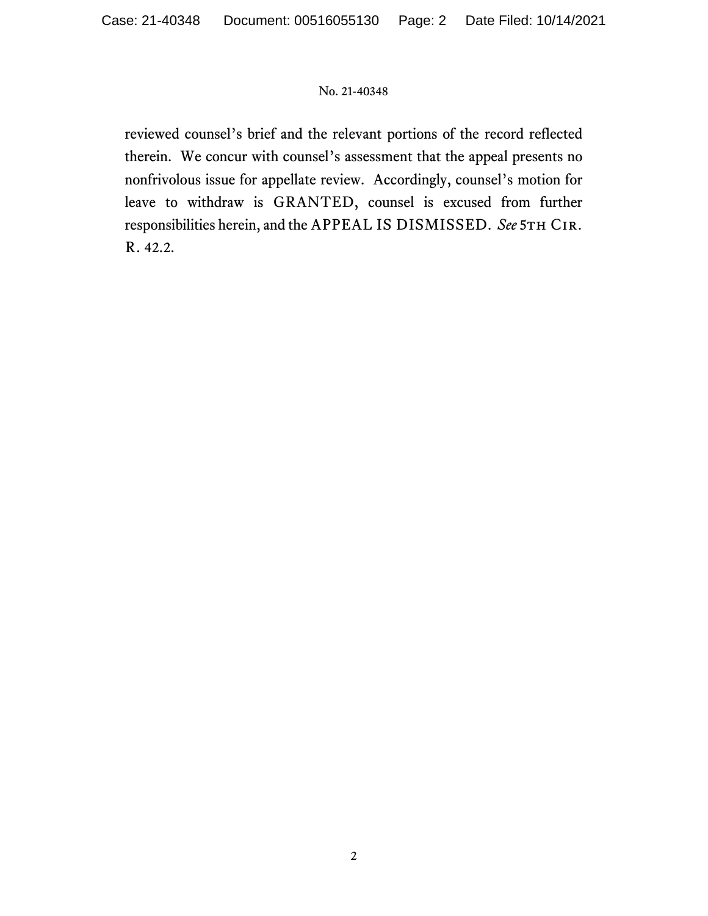reviewed counsel's brief and the relevant portions of the record reflected therein. We concur with counsel's assessment that the appeal presents no nonfrivolous issue for appellate review. Accordingly, counsel's motion for leave to withdraw is GRANTED, counsel is excused from further responsibilities herein, and the APPEAL IS DISMISSED. *See* 5TH CIR. R. 42.2.